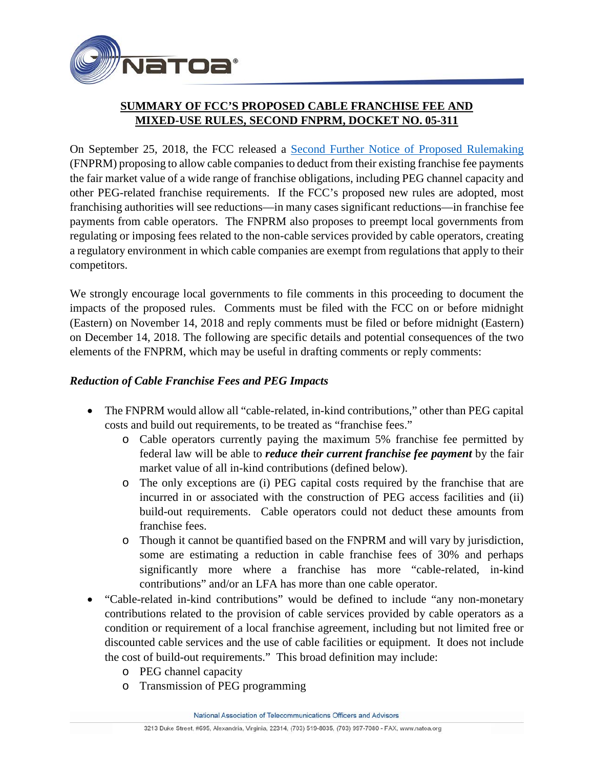## SUMMARY OF FCC'S PROPOSED CABLE FRANCHISE FEE AND MIXED-USE RULES, SECOND FNPRM, DOCKET NO. 05-311

On September 25, 2018, the FCC released a Second Further Notice of Proposed Rulemaking (FNPRM) proposing to allow cable companies to deduct from their existing franchise fee payments the fair market value of a wide range of franchise obligations, including PEG channel capacity and other PEG-related franchise requirements. If the FCC's proposed new rules are adopted, most franchising authorities will see reductions—in many cases significant reductions—in franchise fee payments from cable operators. The FNPRM also proposes to preempt local governments from regulating or imposing fees related to the non-cable services provided by cable operators, creating a regulatory environment in which cable companies are exempt from regulations that apply to their competitors.

We strongly encourage local governments to file comments in this proceeding to document the impacts of the proposed rules. Comments must be filed with the FCC on or before midnight (Eastern) on November 14, 2018 and reply comments must be filed or before midnight (Eastern) on December 14, 2018. The following are specific details and potential consequences of the two elements of the FNPRM, which may be useful in drafting comments or reply comments:

### *Reduction of Cable Franchise Fees and PEG Impacts*

- The FNPRM would allow all "cable-related, in-kind contributions," other than PEG capital costs and build out requirements, to be treated as "franchise fees."
  - Cable operators currently paying the maximum 5% franchise fee permitted by federal law will be able to ***reduce their current franchise fee payment*** by the fair market value of all in-kind contributions (defined below).
  - The only exceptions are (i) PEG capital costs required by the franchise that are incurred in or associated with the construction of PEG access facilities and (ii) build-out requirements. Cable operators could not deduct these amounts from franchise fees.
  - Though it cannot be quantified based on the FNPRM and will vary by jurisdiction, some are estimating a reduction in cable franchise fees of 30% and perhaps significantly more where a franchise has more "cable-related, in-kind contributions" and/or an LFA has more than one cable operator.
- "Cable-related in-kind contributions" would be defined to include "any non-monetary contributions related to the provision of cable services provided by cable operators as a condition or requirement of a local franchise agreement, including but not limited free or discounted cable services and the use of cable facilities or equipment. It does not include the cost of build-out requirements." This broad definition may include:
  - PEG channel capacity
  - Transmission of PEG programming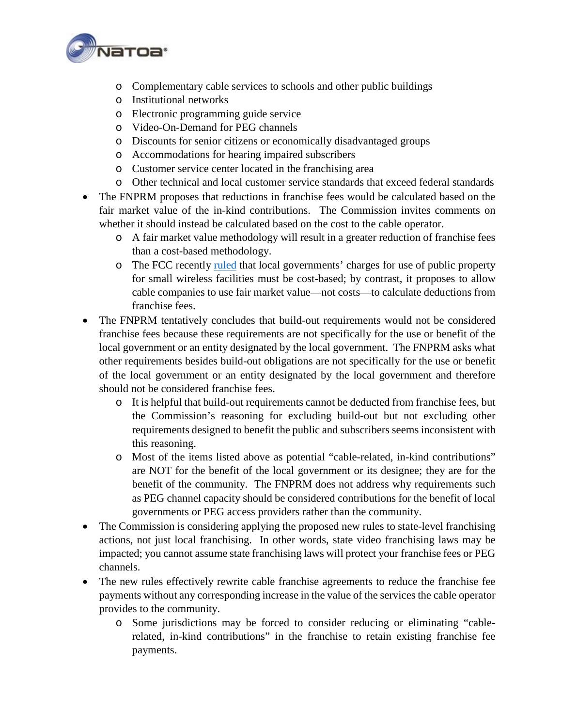- Complementary cable services to schools and other public buildings
    - Institutional networks
    - Electronic programming guide service
    - Video-On-Demand for PEG channels
    - Discounts for senior citizens or economically disadvantaged groups
    - Accommodations for hearing impaired subscribers
    - Customer service center located in the franchising area
    - Other technical and local customer service standards that exceed federal standards
- The FNPRM proposes that reductions in franchise fees would be calculated based on the fair market value of the in-kind contributions. The Commission invites comments on whether it should instead be calculated based on the cost to the cable operator.
    - A fair market value methodology will result in a greater reduction of franchise fees than a cost-based methodology.
    - The FCC recently [ruled](ruled) that local governments' charges for use of public property for small wireless facilities must be cost-based; by contrast, it proposes to allow cable companies to use fair market value—not costs—to calculate deductions from franchise fees.
- The FNPRM tentatively concludes that build-out requirements would not be considered franchise fees because these requirements are not specifically for the use or benefit of the local government or an entity designated by the local government. The FNPRM asks what other requirements besides build-out obligations are not specifically for the use or benefit of the local government or an entity designated by the local government and therefore should not be considered franchise fees.
    - It is helpful that build-out requirements cannot be deducted from franchise fees, but the Commission's reasoning for excluding build-out but not excluding other requirements designed to benefit the public and subscribers seems inconsistent with this reasoning.
    - Most of the items listed above as potential "cable-related, in-kind contributions" are NOT for the benefit of the local government or its designee; they are for the benefit of the community. The FNPRM does not address why requirements such as PEG channel capacity should be considered contributions for the benefit of local governments or PEG access providers rather than the community.
- The Commission is considering applying the proposed new rules to state-level franchising actions, not just local franchising. In other words, state video franchising laws may be impacted; you cannot assume state franchising laws will protect your franchise fees or PEG channels.
- The new rules effectively rewrite cable franchise agreements to reduce the franchise fee payments without any corresponding increase in the value of the services the cable operator provides to the community.
    - Some jurisdictions may be forced to consider reducing or eliminating "cable-related, in-kind contributions" in the franchise to retain existing franchise fee payments.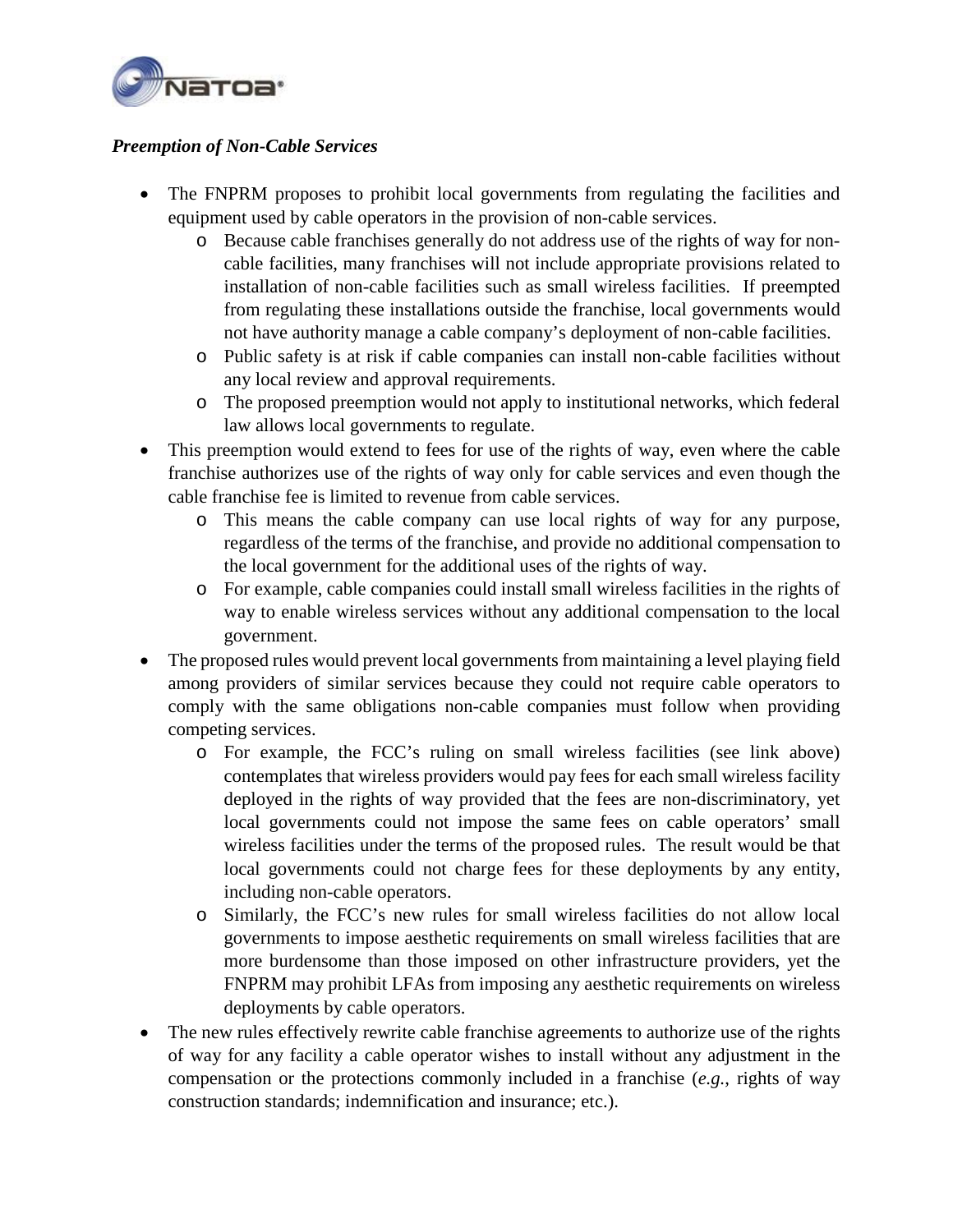*Preemption of Non-Cable Services*

- The FNPRM proposes to prohibit local governments from regulating the facilities and equipment used by cable operators in the provision of non-cable services.
    - Because cable franchises generally do not address use of the rights of way for non-cable facilities, many franchises will not include appropriate provisions related to installation of non-cable facilities such as small wireless facilities. If preempted from regulating these installations outside the franchise, local governments would not have authority manage a cable company's deployment of non-cable facilities.
    - Public safety is at risk if cable companies can install non-cable facilities without any local review and approval requirements.
    - The proposed preemption would not apply to institutional networks, which federal law allows local governments to regulate.
- This preemption would extend to fees for use of the rights of way, even where the cable franchise authorizes use of the rights of way only for cable services and even though the cable franchise fee is limited to revenue from cable services.
    - This means the cable company can use local rights of way for any purpose, regardless of the terms of the franchise, and provide no additional compensation to the local government for the additional uses of the rights of way.
    - For example, cable companies could install small wireless facilities in the rights of way to enable wireless services without any additional compensation to the local government.
- The proposed rules would prevent local governments from maintaining a level playing field among providers of similar services because they could not require cable operators to comply with the same obligations non-cable companies must follow when providing competing services.
    - For example, the FCC's ruling on small wireless facilities (see link above) contemplates that wireless providers would pay fees for each small wireless facility deployed in the rights of way provided that the fees are non-discriminatory, yet local governments could not impose the same fees on cable operators' small wireless facilities under the terms of the proposed rules. The result would be that local governments could not charge fees for these deployments by any entity, including non-cable operators.
    - Similarly, the FCC's new rules for small wireless facilities do not allow local governments to impose aesthetic requirements on small wireless facilities that are more burdensome than those imposed on other infrastructure providers, yet the FNPRM may prohibit LFAs from imposing any aesthetic requirements on wireless deployments by cable operators.
- The new rules effectively rewrite cable franchise agreements to authorize use of the rights of way for any facility a cable operator wishes to install without any adjustment in the compensation or the protections commonly included in a franchise (*e.g.*, rights of way construction standards; indemnification and insurance; etc.).